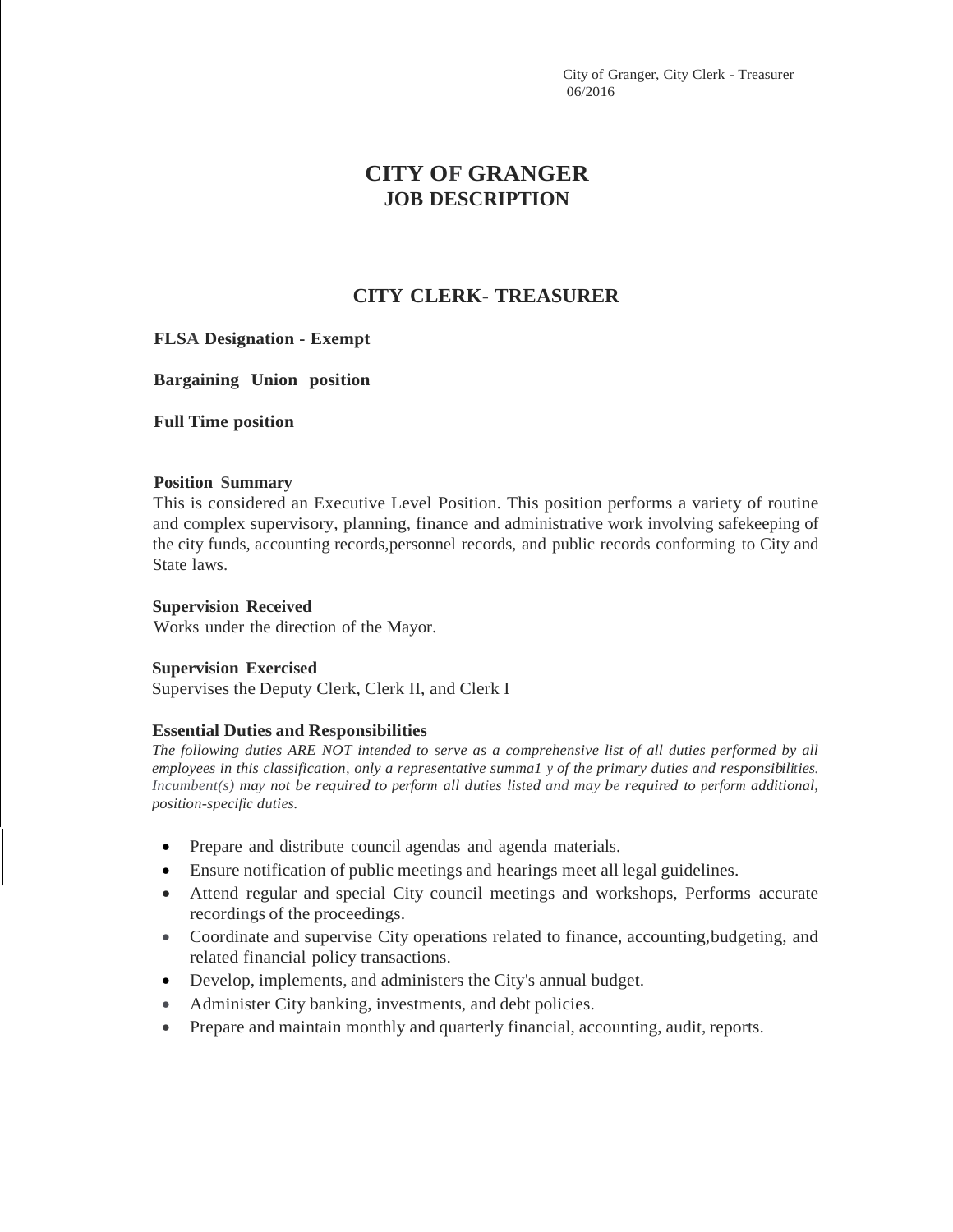# CITY OF GRANGER
## JOB DESCRIPTION

## CITY CLERK- TREASURER

**FLSA Designation - Exempt**

**Bargaining Union position**

**Full Time position**

**Position Summary**

This is considered an Executive Level Position. This position performs a variety of routine and complex supervisory, planning, finance and administrative work involving safekeeping of the city funds, accounting records,personnel records, and public records conforming to City and State laws.

**Supervision Received**

Works under the direction of the Mayor.

**Supervision Exercised**

Supervises the Deputy Clerk, Clerk II, and Clerk I

**Essential Duties and Responsibilities**

*The following duties ARE NOT intended to serve as a comprehensive list of all duties performed by all employees in this classification, only a representative summa1 y of the primary duties and responsibilities. Incumbent(s) may not be required to perform all duties listed and may be required to perform additional, position-specific duties.*

- Prepare and distribute council agendas and agenda materials.
- Ensure notification of public meetings and hearings meet all legal guidelines.
- Attend regular and special City council meetings and workshops, Performs accurate recordings of the proceedings.
- Coordinate and supervise City operations related to finance, accounting,budgeting, and related financial policy transactions.
- Develop, implements, and administers the City's annual budget.
- Administer City banking, investments, and debt policies.
- Prepare and maintain monthly and quarterly financial, accounting, audit, reports.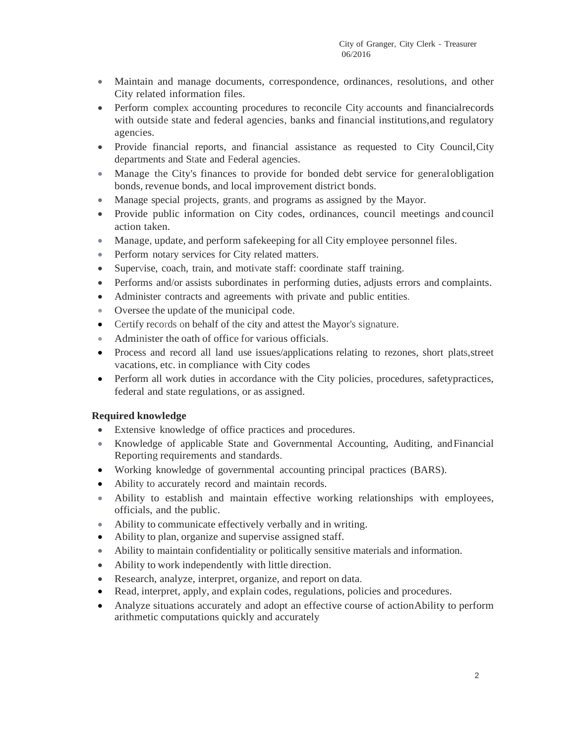- Maintain and manage documents, correspondence, ordinances, resolutions, and other City related information files.
- Perform complex accounting procedures to reconcile City accounts and financialrecords with outside state and federal agencies, banks and financial institutions,and regulatory agencies.
- Provide financial reports, and financial assistance as requested to City Council,City departments and State and Federal agencies.
- Manage the City's finances to provide for bonded debt service for generalobligation bonds, revenue bonds, and local improvement district bonds.
- Manage special projects, grants, and programs as assigned by the Mayor.
- Provide public information on City codes, ordinances, council meetings and council action taken.
- Manage, update, and perform safekeeping for all City employee personnel files.
- Perform notary services for City related matters.
- Supervise, coach, train, and motivate staff: coordinate staff training.
- Performs and/or assists subordinates in performing duties, adjusts errors and complaints.
- Administer contracts and agreements with private and public entities.
- Oversee the update of the municipal code.
- Certify records on behalf of the city and attest the Mayor's signature.
- Administer the oath of office for various officials.
- Process and record all land use issues/applications relating to rezones, short plats,street vacations, etc. in compliance with City codes
- Perform all work duties in accordance with the City policies, procedures, safetypractices, federal and state regulations, or as assigned.

**Required knowledge**

- Extensive knowledge of office practices and procedures.
- Knowledge of applicable State and Governmental Accounting, Auditing, andFinancial Reporting requirements and standards.
- Working knowledge of governmental accounting principal practices (BARS).
- Ability to accurately record and maintain records.
- Ability to establish and maintain effective working relationships with employees, officials, and the public.
- Ability to communicate effectively verbally and in writing.
- Ability to plan, organize and supervise assigned staff.
- Ability to maintain confidentiality or politically sensitive materials and information.
- Ability to work independently with little direction.
- Research, analyze, interpret, organize, and report on data.
- Read, interpret, apply, and explain codes, regulations, policies and procedures.
- Analyze situations accurately and adopt an effective course of actionAbility to perform arithmetic computations quickly and accurately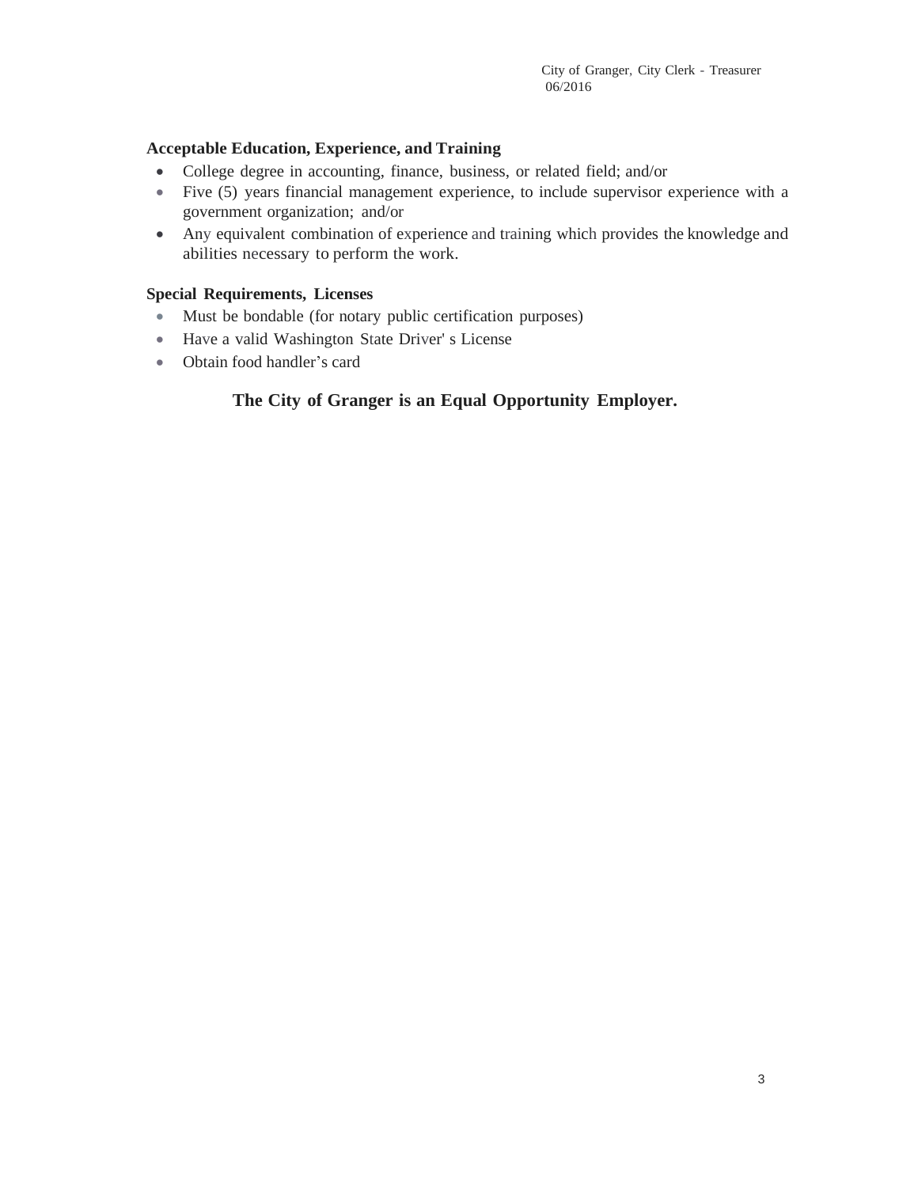**Acceptable Education, Experience, and Training**

- College degree in accounting, finance, business, or related field; and/or
- Five (5) years financial management experience, to include supervisor experience with a government organization; and/or
- Any equivalent combination of experience and training which provides the knowledge and abilities necessary to perform the work.

**Special Requirements, Licenses**

- Must be bondable (for notary public certification purposes)
- Have a valid Washington State Driver' s License
- Obtain food handler's card

**The City of Granger is an Equal Opportunity Employer.**